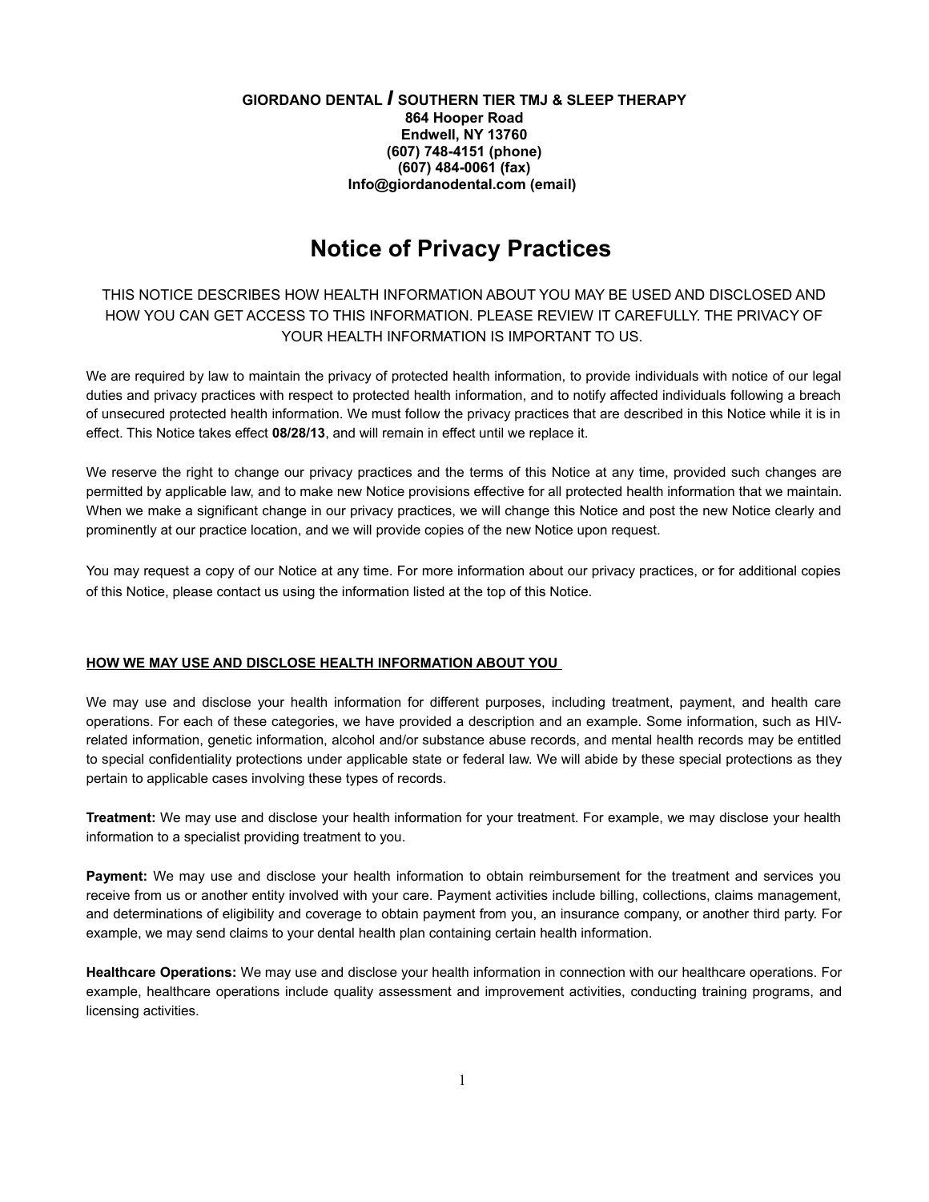**GIORDANO DENTAL / SOUTHERN TIER TMJ & SLEEP THERAPY**
**864 Hooper Road**
**Endwell, NY 13760**
**(607) 748-4151 (phone)**
**(607) 484-0061 (fax)**
**Info@giordanodental.com (email)**

# Notice of Privacy Practices

THIS NOTICE DESCRIBES HOW HEALTH INFORMATION ABOUT YOU MAY BE USED AND DISCLOSED AND HOW YOU CAN GET ACCESS TO THIS INFORMATION. PLEASE REVIEW IT CAREFULLY. THE PRIVACY OF YOUR HEALTH INFORMATION IS IMPORTANT TO US.

We are required by law to maintain the privacy of protected health information, to provide individuals with notice of our legal duties and privacy practices with respect to protected health information, and to notify affected individuals following a breach of unsecured protected health information. We must follow the privacy practices that are described in this Notice while it is in effect. This Notice takes effect **08/28/13**, and will remain in effect until we replace it.

We reserve the right to change our privacy practices and the terms of this Notice at any time, provided such changes are permitted by applicable law, and to make new Notice provisions effective for all protected health information that we maintain. When we make a significant change in our privacy practices, we will change this Notice and post the new Notice clearly and prominently at our practice location, and we will provide copies of the new Notice upon request.

You may request a copy of our Notice at any time. For more information about our privacy practices, or for additional copies of this Notice, please contact us using the information listed at the top of this Notice.

## HOW WE MAY USE AND DISCLOSE HEALTH INFORMATION ABOUT YOU

We may use and disclose your health information for different purposes, including treatment, payment, and health care operations. For each of these categories, we have provided a description and an example. Some information, such as HIV-related information, genetic information, alcohol and/or substance abuse records, and mental health records may be entitled to special confidentiality protections under applicable state or federal law. We will abide by these special protections as they pertain to applicable cases involving these types of records.

**Treatment:** We may use and disclose your health information for your treatment. For example, we may disclose your health information to a specialist providing treatment to you.

**Payment:** We may use and disclose your health information to obtain reimbursement for the treatment and services you receive from us or another entity involved with your care. Payment activities include billing, collections, claims management, and determinations of eligibility and coverage to obtain payment from you, an insurance company, or another third party. For example, we may send claims to your dental health plan containing certain health information.

**Healthcare Operations:** We may use and disclose your health information in connection with our healthcare operations. For example, healthcare operations include quality assessment and improvement activities, conducting training programs, and licensing activities.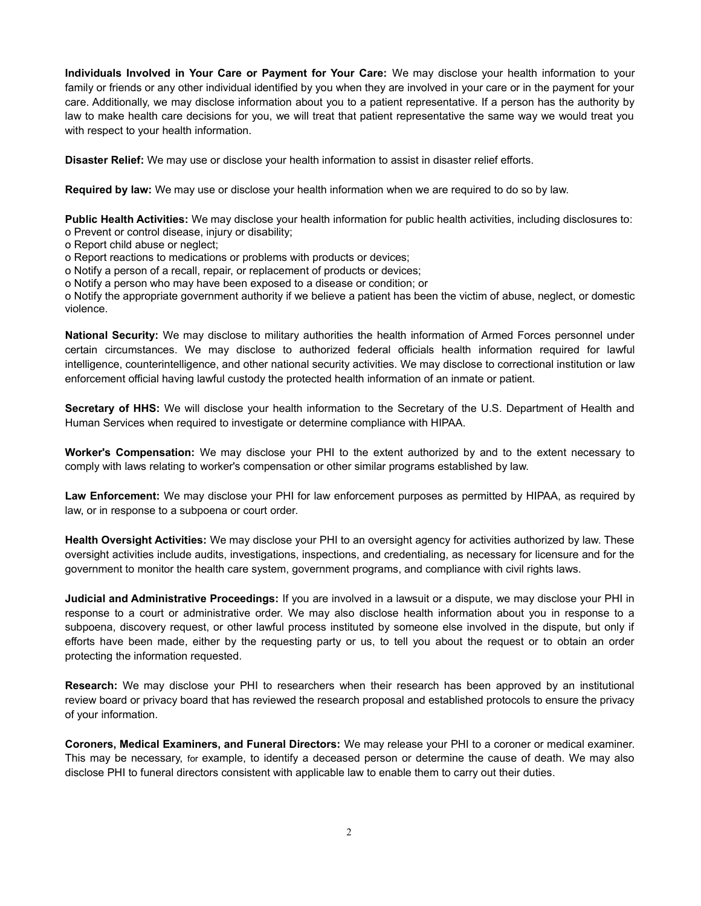**Individuals Involved in Your Care or Payment for Your Care:** We may disclose your health information to your family or friends or any other individual identified by you when they are involved in your care or in the payment for your care. Additionally, we may disclose information about you to a patient representative. If a person has the authority by law to make health care decisions for you, we will treat that patient representative the same way we would treat you with respect to your health information.

**Disaster Relief:** We may use or disclose your health information to assist in disaster relief efforts.

**Required by law:** We may use or disclose your health information when we are required to do so by law.

**Public Health Activities:** We may disclose your health information for public health activities, including disclosures to:

- Prevent or control disease, injury or disability;
- Report child abuse or neglect;
- Report reactions to medications or problems with products or devices;
- Notify a person of a recall, repair, or replacement of products or devices;
- Notify a person who may have been exposed to a disease or condition; or
- Notify the appropriate government authority if we believe a patient has been the victim of abuse, neglect, or domestic violence.

**National Security:** We may disclose to military authorities the health information of Armed Forces personnel under certain circumstances. We may disclose to authorized federal officials health information required for lawful intelligence, counterintelligence, and other national security activities. We may disclose to correctional institution or law enforcement official having lawful custody the protected health information of an inmate or patient.

**Secretary of HHS:** We will disclose your health information to the Secretary of the U.S. Department of Health and Human Services when required to investigate or determine compliance with HIPAA.

**Worker's Compensation:** We may disclose your PHI to the extent authorized by and to the extent necessary to comply with laws relating to worker's compensation or other similar programs established by law.

**Law Enforcement:** We may disclose your PHI for law enforcement purposes as permitted by HIPAA, as required by law, or in response to a subpoena or court order.

**Health Oversight Activities:** We may disclose your PHI to an oversight agency for activities authorized by law. These oversight activities include audits, investigations, inspections, and credentialing, as necessary for licensure and for the government to monitor the health care system, government programs, and compliance with civil rights laws.

**Judicial and Administrative Proceedings:** If you are involved in a lawsuit or a dispute, we may disclose your PHI in response to a court or administrative order. We may also disclose health information about you in response to a subpoena, discovery request, or other lawful process instituted by someone else involved in the dispute, but only if efforts have been made, either by the requesting party or us, to tell you about the request or to obtain an order protecting the information requested.

**Research:** We may disclose your PHI to researchers when their research has been approved by an institutional review board or privacy board that has reviewed the research proposal and established protocols to ensure the privacy of your information.

**Coroners, Medical Examiners, and Funeral Directors:** We may release your PHI to a coroner or medical examiner. This may be necessary, for example, to identify a deceased person or determine the cause of death. We may also disclose PHI to funeral directors consistent with applicable law to enable them to carry out their duties.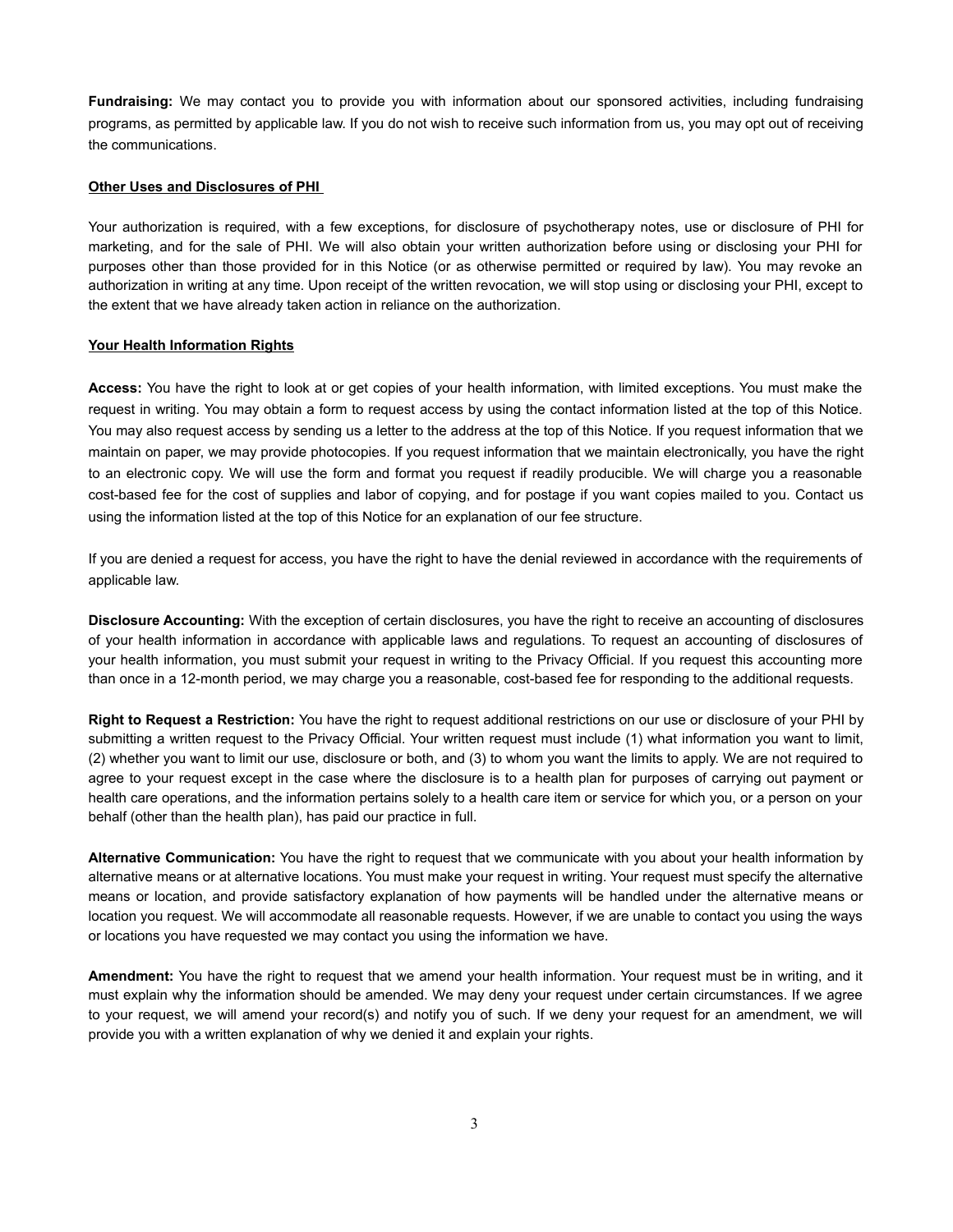**Fundraising:** We may contact you to provide you with information about our sponsored activities, including fundraising programs, as permitted by applicable law. If you do not wish to receive such information from us, you may opt out of receiving the communications.

**Other Uses and Disclosures of PHI**

Your authorization is required, with a few exceptions, for disclosure of psychotherapy notes, use or disclosure of PHI for marketing, and for the sale of PHI. We will also obtain your written authorization before using or disclosing your PHI for purposes other than those provided for in this Notice (or as otherwise permitted or required by law). You may revoke an authorization in writing at any time. Upon receipt of the written revocation, we will stop using or disclosing your PHI, except to the extent that we have already taken action in reliance on the authorization.

**Your Health Information Rights**

**Access:** You have the right to look at or get copies of your health information, with limited exceptions. You must make the request in writing. You may obtain a form to request access by using the contact information listed at the top of this Notice. You may also request access by sending us a letter to the address at the top of this Notice. If you request information that we maintain on paper, we may provide photocopies. If you request information that we maintain electronically, you have the right to an electronic copy. We will use the form and format you request if readily producible. We will charge you a reasonable cost-based fee for the cost of supplies and labor of copying, and for postage if you want copies mailed to you. Contact us using the information listed at the top of this Notice for an explanation of our fee structure.

If you are denied a request for access, you have the right to have the denial reviewed in accordance with the requirements of applicable law.

**Disclosure Accounting:** With the exception of certain disclosures, you have the right to receive an accounting of disclosures of your health information in accordance with applicable laws and regulations. To request an accounting of disclosures of your health information, you must submit your request in writing to the Privacy Official. If you request this accounting more than once in a 12-month period, we may charge you a reasonable, cost-based fee for responding to the additional requests.

**Right to Request a Restriction:** You have the right to request additional restrictions on our use or disclosure of your PHI by submitting a written request to the Privacy Official. Your written request must include (1) what information you want to limit, (2) whether you want to limit our use, disclosure or both, and (3) to whom you want the limits to apply. We are not required to agree to your request except in the case where the disclosure is to a health plan for purposes of carrying out payment or health care operations, and the information pertains solely to a health care item or service for which you, or a person on your behalf (other than the health plan), has paid our practice in full.

**Alternative Communication:** You have the right to request that we communicate with you about your health information by alternative means or at alternative locations. You must make your request in writing. Your request must specify the alternative means or location, and provide satisfactory explanation of how payments will be handled under the alternative means or location you request. We will accommodate all reasonable requests. However, if we are unable to contact you using the ways or locations you have requested we may contact you using the information we have.

**Amendment:** You have the right to request that we amend your health information. Your request must be in writing, and it must explain why the information should be amended. We may deny your request under certain circumstances. If we agree to your request, we will amend your record(s) and notify you of such. If we deny your request for an amendment, we will provide you with a written explanation of why we denied it and explain your rights.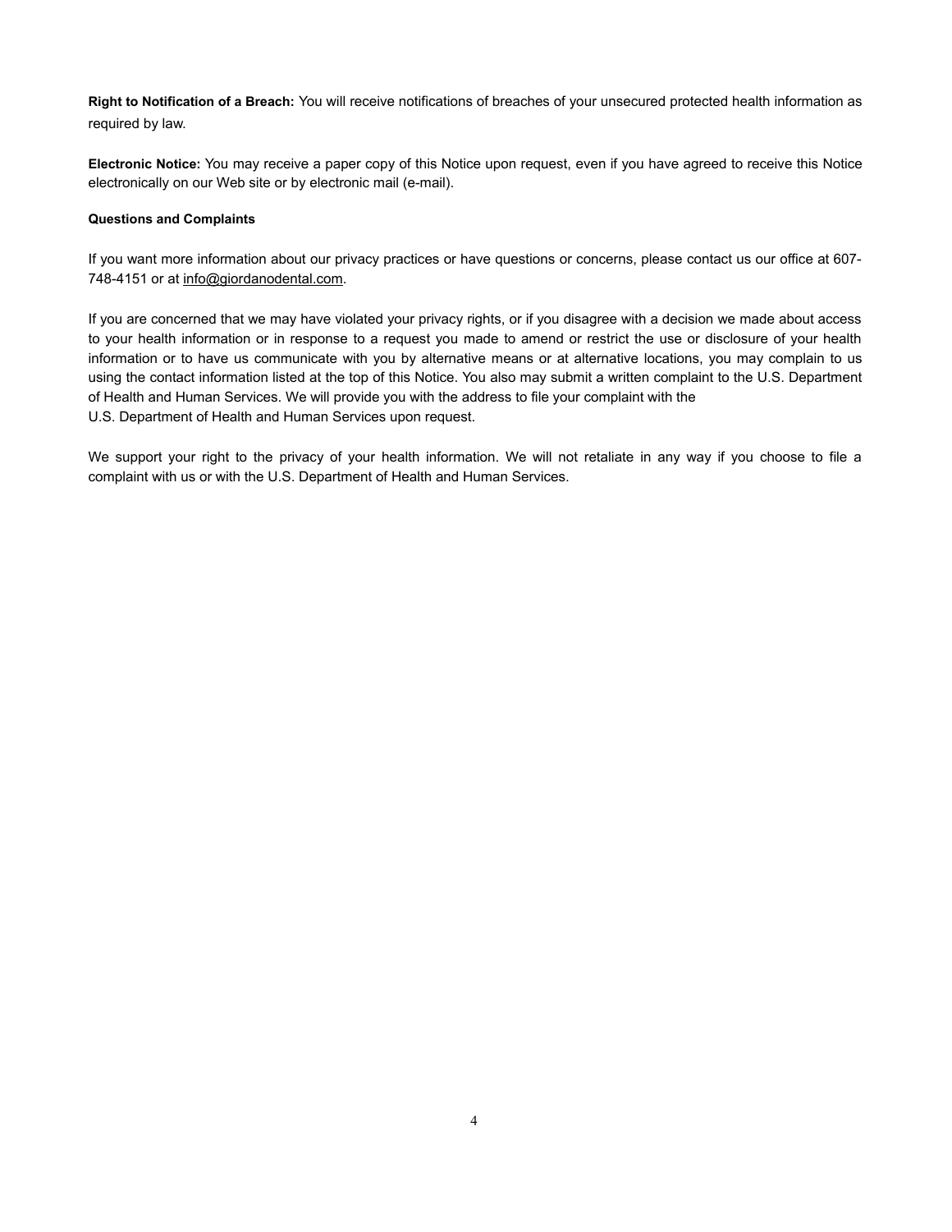**Right to Notification of a Breach:** You will receive notifications of breaches of your unsecured protected health information as required by law.

**Electronic Notice:** You may receive a paper copy of this Notice upon request, even if you have agreed to receive this Notice electronically on our Web site or by electronic mail (e-mail).

**Questions and Complaints**

If you want more information about our privacy practices or have questions or concerns, please contact us our office at 607-748-4151 or at info@giordanodental.com.

If you are concerned that we may have violated your privacy rights, or if you disagree with a decision we made about access to your health information or in response to a request you made to amend or restrict the use or disclosure of your health information or to have us communicate with you by alternative means or at alternative locations, you may complain to us using the contact information listed at the top of this Notice. You also may submit a written complaint to the U.S. Department of Health and Human Services. We will provide you with the address to file your complaint with the U.S. Department of Health and Human Services upon request.

We support your right to the privacy of your health information. We will not retaliate in any way if you choose to file a complaint with us or with the U.S. Department of Health and Human Services.